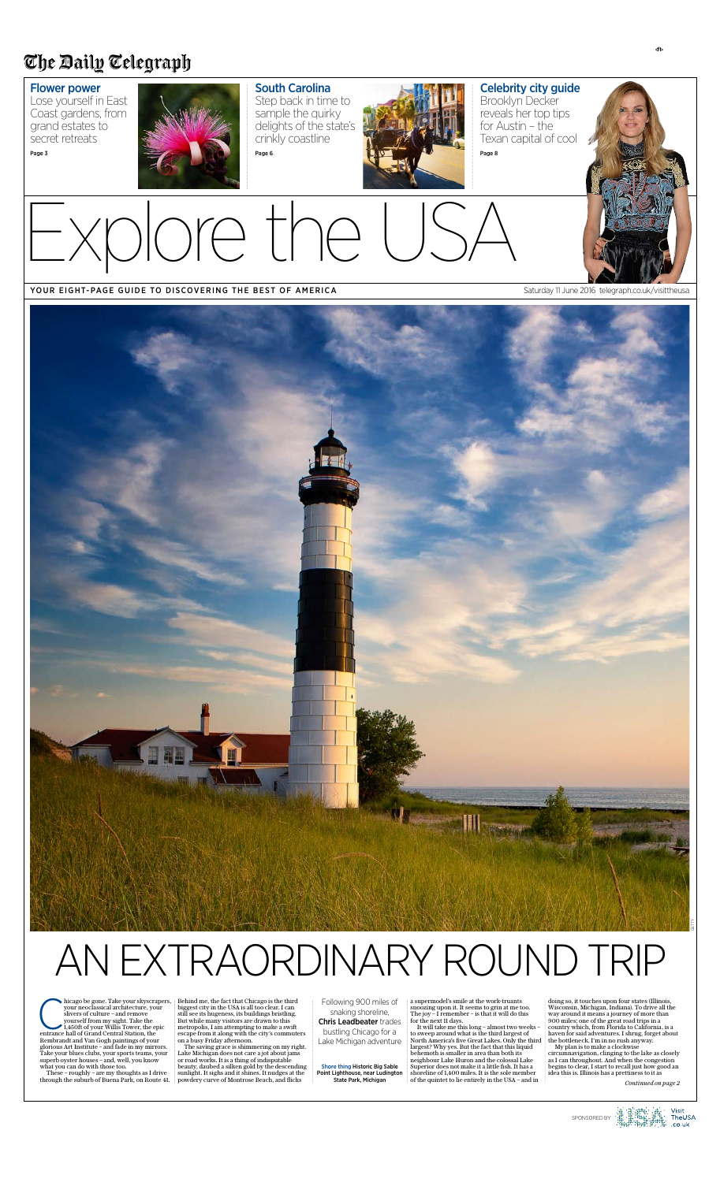The Daily Telegraph

**Flower power**
Lose yourself in East Coast gardens, from grand estates to secret retreats
Page 3

**South Carolina**
Step back in time to sample the quirky delights of the state's crinkly coastline
Page 6

**Celebrity city guide**
Brooklyn Decker reveals her top tips for Austin – the Texan capital of cool
Page 8

# Explore the USA

YOUR EIGHT-PAGE GUIDE TO DISCOVERING THE BEST OF AMERICA

Saturday 11 June 2016 telegraph.co.uk/visittheusa

# AN EXTRAORDINARY ROUND TRIP

Following 900 miles of snaking shoreline, **Chris Leadbeater** trades bustling Chicago for a Lake Michigan adventure

**Shore thing** Historic Big Sable Point Lighthouse, near Ludington State Park, Michigan

Chicago be gone. Take your skyscrapers, your neoclassical architecture, your slivers of culture – and remove yourself from my sight. Take the 1,450ft of your Willis Tower, the epic entrance hall of Grand Central Station, the Rembrandt and Van Gogh paintings of your glorious Art Institute – and fade in my mirrors. Take your blues clubs, your sports teams, your superb oyster houses – and, well, you know what you can do with those too.

These – roughly – are my thoughts as I drive through the suburb of Buena Park, on Route 41. Behind me, the fact that Chicago is the third biggest city in the USA is all too clear. I can still see its hugeness, its buildings bristling. But while many visitors are drawn to this metropolis, I am attempting to make a swift escape from it along with the city's commuters on a busy Friday afternoon.

The saving grace is shimmering on my right. Lake Michigan does not care a jot about jams or road works. It is a thing of indisputable beauty, daubed a silken gold by the descending sunlight. It sighs and it shines. It nudges at the powdery curve of Montrose Beach, and flicks a supermodel's smile at the work-truants snoozing upon it. It seems to grin at me too. The joy – I remember – is that it will do this for the next 11 days.

It will take me this long – almost two weeks – to sweep around what is the third largest of North America's five Great Lakes. Only the third largest? Why yes. But the fact that this liquid behemoth is smaller in area than both its neighbour Lake Huron and the colossal Lake Superior does not make it a little fish. It has a shoreline of 1,400 miles. It is the sole member of the quintet to lie entirely in the USA – and in doing so, it touches upon four states (Illinois, Wisconsin, Michigan, Indiana). To drive all the way around it means a journey of more than 900 miles; one of the great road trips in a country which, from Florida to California, is a haven for said adventures. I shrug, forget about the bottleneck. I'm in no rush anyway.

My plan is to make a clockwise circumnavigation, clinging to the lake as closely as I can throughout. And when the congestion begins to clear, I start to recall just how good an idea this is. Illinois has a prettiness to it as

*Continued on page 2*

SPONSORED BY Visit TheUSA .co.uk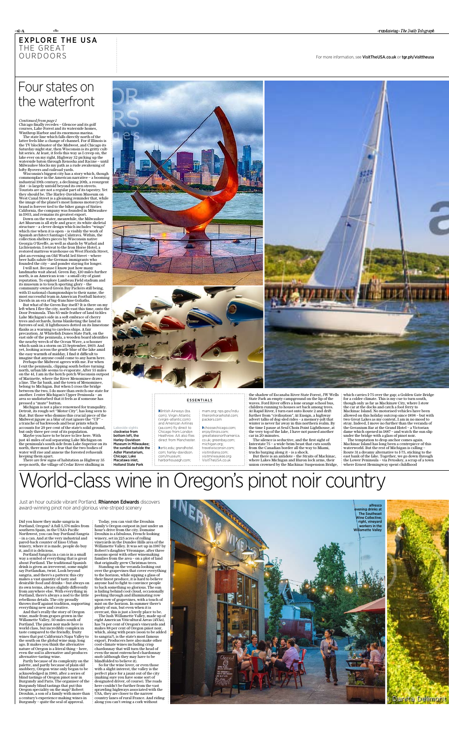# EXPLORE THE USA
## THE GREAT OURDOORS

For more information, see VisitTheUSA.co.uk or tgr.ph/visittheusa

# Four states on the waterfront

*Continued from page 1*

Chicago finally recedes – Glencoe and its golf courses, Lake Forest and its waterside homes, Winthrop Harbor and its enormous marina.

The state line which falls directly north of the latter feels like a change of channel. For if Illinois is the TV blockbuster of the Midwest, and Chicago its Saturday-night star, then Wisconsin is its gritty cult-hit series. At least, it feels this way as I creep on, the lake ever on my right, Highway 32 picking up the waterside baton through Kenosha and Racine – until Milwaukee blocks my path as a rude awakening of lofty flyovers and railroad yards.

Wisconsin's biggest city has a story which, though commonplace in the American narrative – a booming industrial 19th century, a declining 20th, a resurgent 21st – is largely untold beyond its own streets. Tourists are are not a regular part of its tapestry. Yet they should be. The Harley-Davidson Museum on West Canal Street is a gleaming reminder that, while the image of the planet's most famous motorcycle brand is forever tied to the biker gangs of Sixties California, the company was founded in Milwaukee in 1903, and remains its greatest export.

Down on the water, meanwhile, the Milwaukee Art Museum is all style and grace; its white skeletal structure – a clever design which includes "wings" which rise when it is open – is visibly the work of Spanish architect Santiago Calatrava. Within, the collection shelters pieces by Wisconsin native Georgia O'Keeffe, as well as shards by Warhol and Lichtenstein. I retreat to the Iron Horse Hotel, a restored mattress warehouse on West Florida Street, plot an evening on Old World 3rd Street – where beer halls salute the German immigrants who founded the city – and ponder staying for longer.

I will not. Because I know just how many landmarks wait ahead. Green Bay, 120 miles further north, is an American icon – a small city of giant reputation. To explore Lambeau Field stadium and its museum is to touch sporting glory – the community-owned Green Bay Packers still being, with 13 national championships to their name, the most successful team in American Football history; Davids in an era of big-franchise Goliaths.

But what of the Green Bay itself? It is there on my left when I flee the city, north-east this time, onto the Door Peninsula. This 85-mile feather of land tickles Lake Michigan's side in a soft embrace of cherry trees and orchards, farms blanketing the land in furrows of soil, 11 lighthouses dotted on its limestone flanks as a warning to careless ships. A fair precaution. At Whitefish Dunes State Park, on the east side of the peninsula, a wooden board identifies the nearby wreck of the Ocean Wave, a schooner which sank in a storm on 23 September, 1869. And yet, looking across the gentle blue of the lake amid the easy warmth of midday, I find it difficult to imagine that anyone could come to any harm here.

Perhaps the Midwest agrees with me. For when I exit the peninsula, clipping south before turning north, urban life seems to evaporate. After 55 miles on the 41, I am in the hotch-potch Wisconsin outpost of Marinette, where the River Menominee draws a line. The far bank, and the town of Menominee, belong to Michigan. But when I cross the bridge between the two, I do more than switch one state for another. I enter Michigan's Upper Peninsula – an area so undisturbed that it feels as if someone has pressed a "mute" button.

Michigan is not a place renowned for tranquility. Detroit, its rough-set "Motor City", has long seen to that. But those who dismiss this crucial piece of the Midwest jigsaw as a blur of rust ignore the "UP" – a tranche of backwoods and bear prints which accounts for 29 per cent of the state's solid ground, but only three per cent of its population.

Maybe you have to be brave to live here. With just 45 miles of soil separating Lake Michigan on the peninsula's south side from Lake Superior on its north, there must be a fear that the two bodies of water will rise and annexe the forested refusenik keeping them apart.

There are few signs of habitation as Highway 35 seeps north, the village of Cedar River skulking in the shadow of Escanaba River State Forest, JW Wells State Park an empty campground on the lip of the waves. Ford River offers a lone orange school bus, children running to houses set back among trees. At Rapid River, I turn east onto Route 2 and drift further from "civilisation". At Ensign, a highway advert talks of dog-sled rides – a memory-jolt that winter is never far away in this northern realm. By the time I pause at Seul Choix Point Lighthouse, at the very top of the lake, I have not passed another car in 20 minutes.

The silence is seductive, and the first sight of Interstate 75 – a wide-brim beast that cuts south from the Canadian border all the way to Miami, trucks barging along it – is a shock.

But there is an antidote – the Straits of Mackinac, where Lakes Michigan and Huron lock arms, their union crowned by the Mackinac Suspension Bridge, which carries I-75 over the gap; a Golden Gate Bridge for a colder climate. This is my cue to turn south, though only as far as Mackinaw City, where I stow the car at the docks and catch a foot ferry to Mackinac Island. No motorised vehicles have been allowed on this holiday outcrop since 1898 – but with two Great Lakes as my context, I am in no mood to stray. Indeed, I move no further than the veranda of the Geranium Bar at the Grand Hotel – a Victorian dame which opened in 1887 – and watch the sun slip under the bridge with a glass of pinot noir.

The temptation to drop anchor comes again. Mackinac Island has long been a centrepiece of this waterworld. But the rest of Michigan is calling – Route 31 a dreamy alternative to I-75, sticking to the east bank of the lake. Together, we go down through the Lower Peninsula – via Petoskey, a scrap of a town where Ernest Hemingway spent childhood

Lakeside sights clockwise from bottom left, the Harley-Davidson Museum in Milwaukee; the sundial outside the Adler Planetarium, Chicago; Lake Macatawa inlet, Holland State Park

### ESSENTIALS

British Airways (ba.com), Virgin Atlantic (virgin-atlantic.com) and American Airlines (aa.com) fly direct to Chicago from London Heathrow. AA also flies direct from Manchester.

artic.edu; grandhotel.com; harley-davidson.com/museum; harborhousegh.com; mam.org; nps.gov/indu theironhorsehotel.com; packers.com

choosechicago.com; enjoyillinois.com; greatlakesnorthamerica.co.uk; greenbay.com; michigan.org; travelwisconsin.com; visitindiana.com; visitmilwaukee.org VisitTheUSA.co.uk

# World-class wine in Oregon's pinot noir country

Just an hour outside vibrant Portland, **Rhiannon Edwards** discovers award-winning pinot noir and glorious vine-striped scenery

Did you know they make sangria in Portland, Oregon? A full 5,576 miles from southern Spain, in the USA's Pacific Northwest, you can buy Portland Sangria – in a can. And at the very industrial and pared-back counter of Enso Urban winery, where it is made, people do buy it, and it is delicious.

Portland Sangria in a can is in a small way a symbol of everything that is great about Portland. The traditional Spanish drink is given an irreverent, some might say Portlandian, twist. Look beyond sangria, and there's a pattern: this city makes a vast quantity of tasty and desirable food and drinks – but always on its own terms, always slightly differently from anywhere else. With everything in Portland, there's always a nod to the little rebellious details. The city proudly throws itself against tradition, supporting everything new and creative.

And that's really the story of Oregon wine, made from grapes grown in the Willamette Valley, 50 miles south of Portland. The pinot noir made here is world class, but incredibly complex in taste compared to the friendly, fruity wines that put California's Napa Valley to the south on the global wine map, long ago. It makes you think the alternative nature of Oregon is a literal thing – here, even the soil is alternative and produces alternative-tasting wine.

Partly because of its complexity on the palette, and partly because of plain old snobbery, Oregon wine only began to be acknowledged in 1980, after a series of blind tastings of Oregon pinot noir in Burgundy and Paris. The organiser of the Burgundy blind tastings that put this Oregon speciality on the map? Robert Drouhin, a son of a family with more than a century's experience making wines in Burgundy – quite the seal of approval.

Today, you can visit the Drouhin family's Oregon outpost in just under an hour's drive from the city. Domaine Drouhin is a fabulous, French-looking winery, set in 225 acres of rolling vineyards in the Dundee Hills area of the Willamette Valley. It was set up in 1987 by Robert's daughter Véronique, after three seasons spent with other winemaking families from the area – on a plot of land that originally grew Christmas trees.

Standing on the veranda looking out over the grapevines that cover everything to the horizon, while sipping a glass of their finest produce, it is hard to believe anyone had to fight to convince people to back something so glorious. The sun is hiding behind cool cloud, occasionally peeking through and illuminating row upon row of grapevines, with a touch of mist on the horizon. In summer there's plenty of sun, but even when it is overcast, this is just a lovely place to be.

The lush Willamette Valley, made up of eight American Viticultural Areas (AVAs), has 74 per cent of Oregon's vineyards and makes 88 per cent of Oregon pinot noir, which, along with pears (soon to be added to sangria?), is the state's most famous export. Producers here also make other cool-climate wines including crisp chardonnay that will turn the head of even the most entrenched chardonnay snob (although they may have to be blindfolded to believe it).

So for the wine lover, or even those with a slight interest, the valley is the perfect place for a jaunt out of the city (making sure you have some sort of designated driver, of course). The roads here couldn't be further from the vast sprawling highways associated with the USA; they are closer to the narrow country lanes of rural France. And riding along you can't swing a cork without

alfresco evening drinks at The Southeast Wine Collective; right, vineyard workers in the Willamette Valley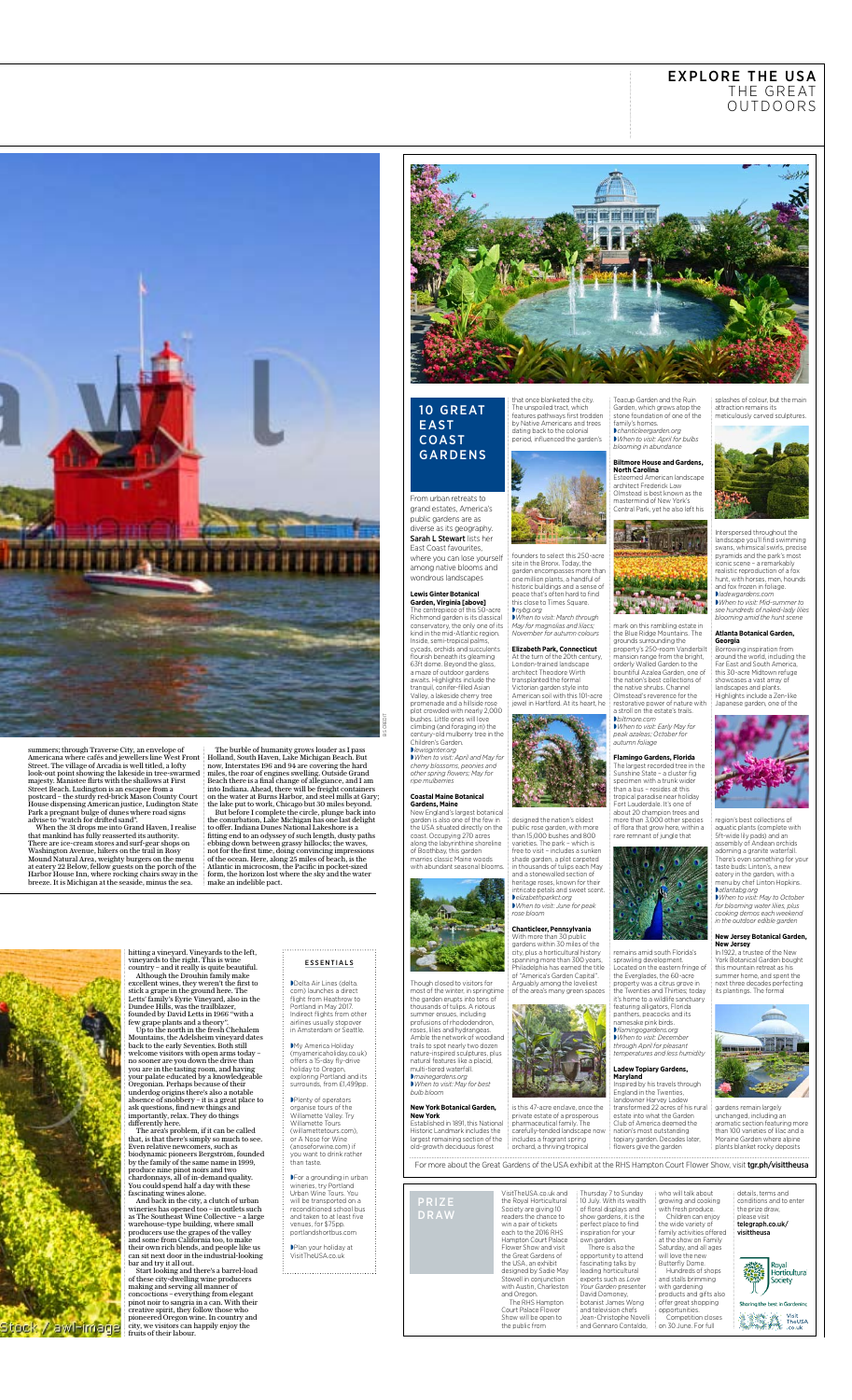# EXPLORE THE USA
## THE GREAT OUTDOORS

summers; through Traverse City, an envelope of Americana where cafés and jewellers line West Front Street. The village of Arcadia is well titled, a lofty look-out point showing the lakeside in tree-swarmed majesty. Manistee flirts with the shallows at First Street Beach. Ludington is an escapee from a postcard – the sturdy red-brick Mason County Court House dispensing American justice, Ludington State Park a pregnant bulge of dunes where road signs advise to "watch for drifted sand".

When the 31 drops me into Grand Haven, I realise that mankind has fully reasserted its authority. There are ice-cream stores and surf-gear shops on Washington Avenue, hikers on the trail in Rosy Mound Natural Area, weighty burgers on the menu at eatery 22 Below, fellow guests on the porch of the Harbor House Inn, where rocking chairs sway in the breeze. It is Michigan at the seaside, minus the sea.

The burble of humanity grows louder as I pass Holland, South Haven, Lake Michigan Beach. But now, Interstates 196 and 94 are covering the hard miles, the roar of engines swelling. Outside Grand Beach there is a final change of allegiance, and I am into Indiana. Ahead, there will be freight containers on the water at Burns Harbor, and steel mills at Gary; the lake put to work, Chicago but 30 miles beyond.

But before I complete the circle, plunge back into the conurbation, Lake Michigan has one last delight to offer. Indiana Dunes National Lakeshore is a fitting end to an odyssey of such length, dusty paths ebbing down between grassy hillocks; the waves, not for the first time, doing convincing impressions of the ocean. Here, along 25 miles of beach, is the Atlantic in microcosm, the Pacific in pocket-sized form, the horizon lost where the sky and the water make an indelible pact.

hitting a vineyard. Vineyards to the left, vineyards to the right. This is wine country – and it really is quite beautiful.

Although the Drouhin family make excellent wines, they weren't the first to stick a grape in the ground here. The Letts' family's Eyrie Vineyard, also in the Dundee Hills, was the trailblazer, founded by David Letts in 1966 "with a few grape plants and a theory".

Up to the north in the fresh Chehalem Mountains, the Adelsheim vineyard dates back to the early Seventies. Both still welcome visitors with open arms today – no sooner are you down the drive than you are in the tasting room, and having your palate educated by a knowledgeable Oregonian. Perhaps because of their underdog origins there's also a notable absence of snobbery – it is a great place to ask questions, find new things and importantly, relax. They do things differently here.

The area's problem, if it can be called that, is that there's simply so much to see. Even relative newcomers, such as biodynamic pioneers Bergström, founded by the family of the same name in 1999, produce nine pinot noirs and two chardonnays, all of in-demand quality. You could spend half a day with these fascinating wines alone.

And back in the city, a clutch of urban wineries has opened too – in outlets such as The Southeast Wine Collective – a large warehouse-type building, where small producers use the grapes of the valley and some from California too, to make their own rich blends, and people like us can sit next door in the industrial-looking bar and try it all out.

Start looking and there's a barrel-load of these city-dwelling wine producers making and serving all manner of concoctions – everything from elegant pinot noir to sangria in a can. With their creative spirit, they follow those who pioneered Oregon wine. In country and city, we visitors can happily enjoy the fruits of their labour.

### ESSENTIALS

- Delta Air Lines (delta.com) launches a direct flight from Heathrow to Portland in May 2017. Indirect flights from other airlines usually stopover in Amsterdam or Seattle.
- My America Holiday (myamericaholiday.co.uk) offers a 15-day fly-drive holiday to Oregon, exploring Portland and its surrounds, from £1,499pp.
- Plenty of operators organise tours of the Willamette Valley. Try Willamette Tours (willamettetours.com), or A Nose for Wine (anoseforwine.com) if you want to drink rather than taste.
- For a grounding in urban wineries, try Portland Urban Wine Tours. You will be transported on a reconditioned school bus and taken to at least five venues, for $75pp. portlandshorttours.com
- Plan your holiday at VisitTheUSA.co.uk

## 10 GREAT EAST COAST GARDENS

From urban retreats to grand estates, America's public gardens are as diverse as its geography. **Sarah L Stewart** lists her East Coast favourites, where you can lose yourself among native blooms and wondrous landscapes

**Lewis Ginter Botanical Garden, Virginia [above]**
The centrepiece of this 50-acre Richmond garden is its classical conservatory, the only one of its kind in the mid-Atlantic region. Inside, semi-tropical palms, cycads, orchids and succulents flourish beneath its gleaming 63ft dome. Beyond the glass, a maze of outdoor gardens awaits. Highlights include the tranquil, conifer-filled Asian Valley, a lakeside cherry tree promenade and a hillside rose plot crowded with nearly 2,000 bushes. Little ones will love climbing (and foraging) in the century-old mulberry tree in the Children's Garden.
lewisginter.org
*When to visit: April and May for cherry blossoms, peonies and other spring flowers; May for ripe mulberries*

**Coastal Maine Botanical Gardens, Maine**
New England's largest botanical garden is also one of the few in the USA situated directly on the coast. Occupying 270 acres along the labyrinthine shoreline of Boothbay, this garden marries classic Maine woods with abundant seasonal blooms. Though closed to visitors for most of the winter, in springtime the garden erupts into tens of thousands of tulips. A riotous summer ensues, including profusions of rhododendron, roses, lilies and hydrangeas. Amble the network of woodland trails to spot nearly two dozen nature-inspired sculptures, plus natural features like a placid, multi-tiered waterfall.
mainegardens.org
*When to visit: May for best bulb bloom*

**New York Botanical Garden, New York**
Established in 1891, this National Historic Landmark includes the largest remaining section of the old-growth deciduous forest that once blanketed the city. The unspoiled tract, which features pathways first trodden by Native Americans and trees dating back to the colonial period, influenced the garden's founders to select this 250-acre site in the Bronx. Today, the garden encompasses more than one million plants, a handful of historic buildings and a sense of peace that's often hard to find this close to Times Square.
nybg.org
*When to visit: March through May for magnolias and lilacs; November for autumn colours*

**Elizabeth Park, Connecticut**
At the turn of the 20th century, London-trained landscape architect Theodore Wirth transplanted the formal Victorian garden style into American soil with this 101-acre jewel in Hartford. At its heart, he designed the nation's oldest public rose garden, with more than 15,000 bushes and 800 varieties. The park – which is free to visit – includes a sunken shade garden, a plot carpeted in thousands of tulips each May and a stonewalled section of heritage roses, known for their intricate petals and sweet scent.
elizabethparkct.org
*When to visit: June for peak rose bloom*

**Chanticleer, Pennsylvania**
With more than 30 public gardens within 30 miles of the city, plus a horticultural history spanning more than 300 years, Philadelphia has earned the title of "America's Garden Capital". Arguably among the loveliest of the area's many green spaces is this 47-acre enclave, once the private estate of a prosperous pharmaceutical family. The carefully-tended landscape now includes a fragrant spring orchard, a thriving tropical Teacup Garden and the Ruin Garden, which grows atop the stone foundation of one of the family's homes.
chanticleergarden.org
*When to visit: April for bulbs blooming in abundance*

**Biltmore House and Gardens, North Carolina**
Esteemed American landscape architect Frederick Law Olmstead is best known as the mastermind of New York's Central Park, yet he also left his mark on this rambling estate in the Blue Ridge Mountains. The grounds surrounding the property's 250-room Vanderbilt mansion range from the bright, orderly Walled Garden to the bountiful Azalea Garden, one of the nation's best collections of the native shrubs. Channel Olmstead's reverence for the restorative power of nature with a stroll on the estate's trails.
biltmore.com
*When to visit: Early May for peak azaleas; October for autumn foliage*

**Flamingo Gardens, Florida**
The largest recorded tree in the Sunshine State – a cluster fig specimen with a trunk wider than a bus – resides at this tropical paradise near holiday Fort Lauderdale. It's one of about 20 champion trees and more than 3,000 other species of flora that grow here, within a rare remnant of jungle that remains amid south Florida's sprawling development. Located on the eastern fringe of the Everglades, the 60-acre property was a citrus grove in the Twenties and Thirties; today it's home to a wildlife sanctuary featuring alligators, Florida panthers, peacocks and its namesake pink birds.
flamingogardens.org
*When to visit: December through April for pleasant temperatures and less humidity*

**Ladew Topiary Gardens, Maryland**
Inspired by his travels through England in the Twenties, landowner Harvey Ladew transformed 22 acres of his rural estate into what the Garden Club of America deemed the nation's most outstanding topiary garden. Decades later, flowers give the garden splashes of colour, but the main attraction remains its meticulously carved sculptures. Interspersed throughout the landscape you'll find swimming swans, whimsical swirls, precise pyramids and the park's most iconic scene – a remarkably realistic reproduction of a fox hunt, with horses, men, hounds and fox frozen in foliage.
ladewgardens.com
*When to visit: Mid-summer to see hundreds of naked-lady lilies blooming amid the hunt scene*

**Atlanta Botanical Garden, Georgia**
Borrowing inspiration from around the world, including the Far East and South America, this 30-acre Midtown refuge showcases a vast array of landscapes and plants. Highlights include a Zen-like Japanese garden, one of the region's best collections of aquatic plants (complete with 5ft-wide lily pads) and an assembly of Andean orchids adorning a granite waterfall. There's even something for your taste buds: Linton's, a new eatery in the garden, with a menu by chef Linton Hopkins.
atlantabg.org
*When to visit: May to October for blooming water lilies, plus cooking demos each weekend in the outdoor edible garden*

**New Jersey Botanical Garden, New Jersey**
In 1922, a trustee of the New York Botanical Garden bought this mountain retreat as his summer home, and spent the next three decades perfecting its plantings. The formal gardens remain largely unchanged, including an aromatic section featuring more than 100 varieties of lilac and a Moraine Garden where alpine plants blanket rocky deposits

For more about the Great Gardens of the USA exhibit at the RHS Hampton Court Flower Show, visit **tgr.ph/visittheusa**

## PRIZE DRAW

VisitTheUSA.co.uk and the Royal Horticultural Society are giving 10 readers the chance to win a pair of tickets each to the 2016 RHS Hampton Court Palace Flower Show and visit the Great Gardens of the USA, an exhibit designed by Sadie May Stowell in conjunction with Austin, Charleston and Oregon.

The RHS Hampton Court Palace Flower Show will be open to the public from Thursday 7 to Sunday 10 July. With its wealth of floral displays and show gardens, it is the perfect place to find inspiration for your own garden.

There is also the opportunity to attend fascinating talks by leading horticultural experts such as *Love Your Garden* presenter David Domoney, botanist James Wong and television chefs Jean-Christophe Novelli and Gennaro Contaldo, who will talk about growing and cooking with fresh produce.

Children can enjoy the wide variety of family activities offered at the show on Family Saturday, and all ages will love the new Butterfly Dome.

Hundreds of shops and stalls brimming with gardening products and gifts also offer great shopping opportunities.

Competition closes on 30 June. For full details, terms and conditions and to enter the prize draw, please visit **telegraph.co.uk/visittheusa**

Royal Horticulture Society
Sharing the best in Gardening
Visit TheUSA.co.uk